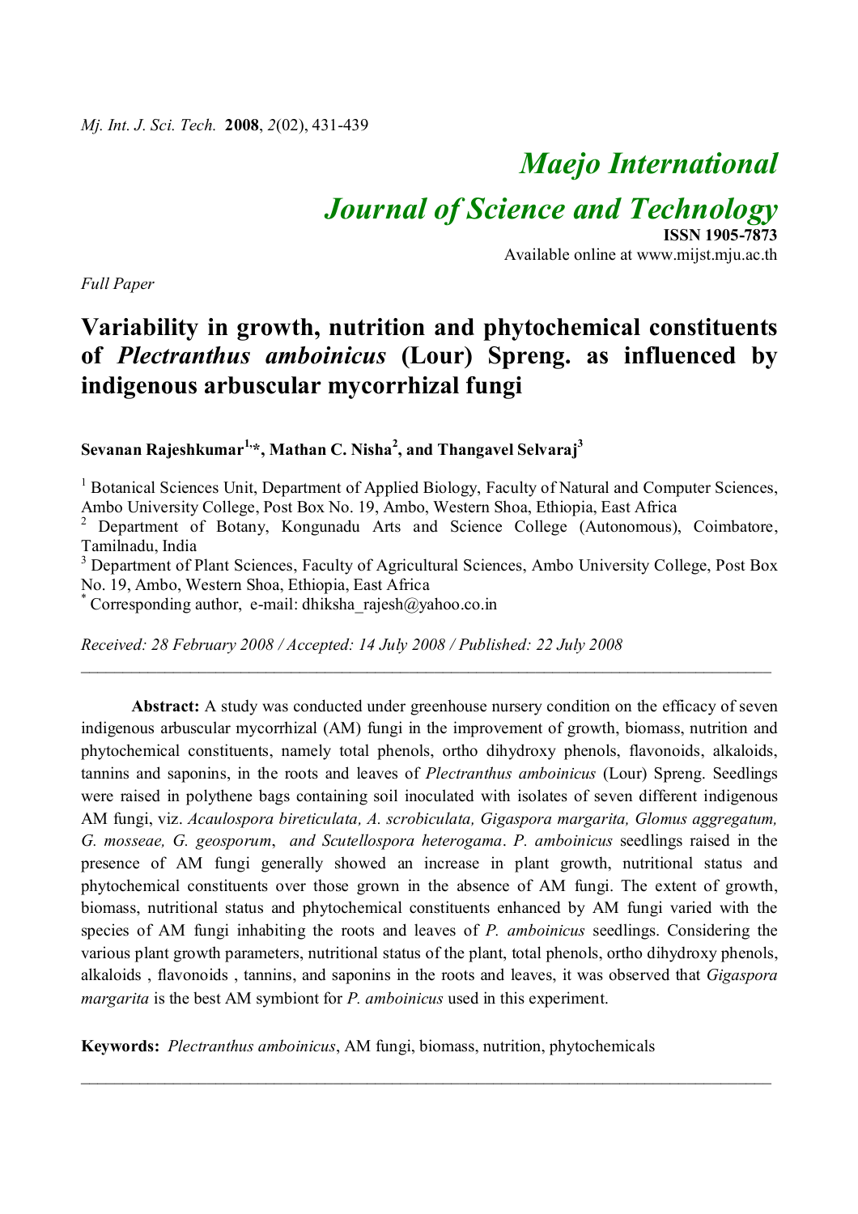# Maejo International Journal of Science and Technology

**ISSN 1905-7873**
Available online at www.mijst.mju.ac.th

*Full Paper*

# Variability in growth, nutrition and phytochemical constituents of *Plectranthus amboinicus* (Lour) Spreng. as influenced by indigenous arbuscular mycorrhizal fungi

**Sevanan Rajeshkumar[1,*], Mathan C. Nisha[2], and Thangavel Selvaraj[3]**

[1] Botanical Sciences Unit, Department of Applied Biology, Faculty of Natural and Computer Sciences, Ambo University College, Post Box No. 19, Ambo, Western Shoa, Ethiopia, East Africa

[2] Department of Botany, Kongunadu Arts and Science College (Autonomous), Coimbatore, Tamilnadu, India

[3] Department of Plant Sciences, Faculty of Agricultural Sciences, Ambo University College, Post Box No. 19, Ambo, Western Shoa, Ethiopia, East Africa

[*] Corresponding author, e-mail: dhiksha_rajesh@yahoo.co.in

*Received: 28 February 2008 / Accepted: 14 July 2008 / Published: 22 July 2008*

---

**Abstract:** A study was conducted under greenhouse nursery condition on the efficacy of seven indigenous arbuscular mycorrhizal (AM) fungi in the improvement of growth, biomass, nutrition and phytochemical constituents, namely total phenols, ortho dihydroxy phenols, flavonoids, alkaloids, tannins and saponins, in the roots and leaves of *Plectranthus amboinicus* (Lour) Spreng. Seedlings were raised in polythene bags containing soil inoculated with isolates of seven different indigenous AM fungi, viz. *Acaulospora bireticulata, A. scrobiculata, Gigaspora margarita, Glomus aggregatum, G. mosseae, G. geosporum*, and *Scutellospora heterogama*. *P. amboinicus* seedlings raised in the presence of AM fungi generally showed an increase in plant growth, nutritional status and phytochemical constituents over those grown in the absence of AM fungi. The extent of growth, biomass, nutritional status and phytochemical constituents enhanced by AM fungi varied with the species of AM fungi inhabiting the roots and leaves of *P. amboinicus* seedlings. Considering the various plant growth parameters, nutritional status of the plant, total phenols, ortho dihydroxy phenols, alkaloids , flavonoids , tannins, and saponins in the roots and leaves, it was observed that *Gigaspora margarita* is the best AM symbiont for *P. amboinicus* used in this experiment.

**Keywords:** *Plectranthus amboinicus*, AM fungi, biomass, nutrition, phytochemicals

---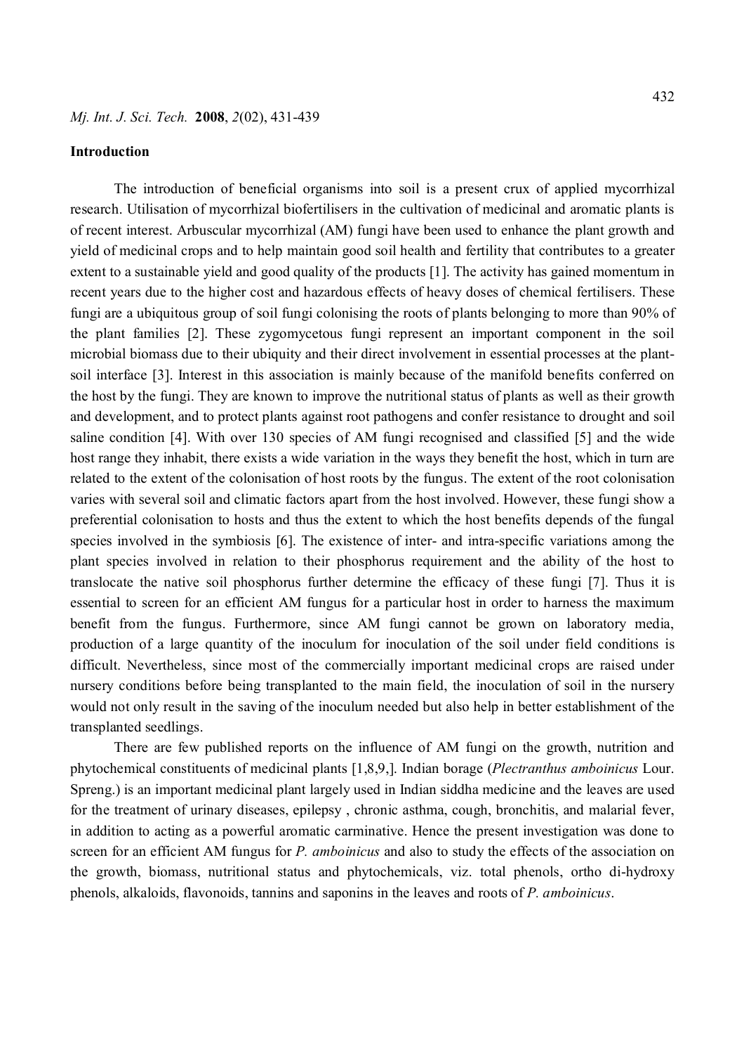## Introduction

The introduction of beneficial organisms into soil is a present crux of applied mycorrhizal research. Utilisation of mycorrhizal biofertilisers in the cultivation of medicinal and aromatic plants is of recent interest. Arbuscular mycorrhizal (AM) fungi have been used to enhance the plant growth and yield of medicinal crops and to help maintain good soil health and fertility that contributes to a greater extent to a sustainable yield and good quality of the products [1]. The activity has gained momentum in recent years due to the higher cost and hazardous effects of heavy doses of chemical fertilisers. These fungi are a ubiquitous group of soil fungi colonising the roots of plants belonging to more than 90% of the plant families [2]. These zygomycetous fungi represent an important component in the soil microbial biomass due to their ubiquity and their direct involvement in essential processes at the plant-soil interface [3]. Interest in this association is mainly because of the manifold benefits conferred on the host by the fungi. They are known to improve the nutritional status of plants as well as their growth and development, and to protect plants against root pathogens and confer resistance to drought and soil saline condition [4]. With over 130 species of AM fungi recognised and classified [5] and the wide host range they inhabit, there exists a wide variation in the ways they benefit the host, which in turn are related to the extent of the colonisation of host roots by the fungus. The extent of the root colonisation varies with several soil and climatic factors apart from the host involved. However, these fungi show a preferential colonisation to hosts and thus the extent to which the host benefits depends of the fungal species involved in the symbiosis [6]. The existence of inter- and intra-specific variations among the plant species involved in relation to their phosphorus requirement and the ability of the host to translocate the native soil phosphorus further determine the efficacy of these fungi [7]. Thus it is essential to screen for an efficient AM fungus for a particular host in order to harness the maximum benefit from the fungus. Furthermore, since AM fungi cannot be grown on laboratory media, production of a large quantity of the inoculum for inoculation of the soil under field conditions is difficult. Nevertheless, since most of the commercially important medicinal crops are raised under nursery conditions before being transplanted to the main field, the inoculation of soil in the nursery would not only result in the saving of the inoculum needed but also help in better establishment of the transplanted seedlings.

There are few published reports on the influence of AM fungi on the growth, nutrition and phytochemical constituents of medicinal plants [1,8,9,]. Indian borage (*Plectranthus amboinicus* Lour. Spreng.) is an important medicinal plant largely used in Indian siddha medicine and the leaves are used for the treatment of urinary diseases, epilepsy , chronic asthma, cough, bronchitis, and malarial fever, in addition to acting as a powerful aromatic carminative. Hence the present investigation was done to screen for an efficient AM fungus for *P. amboinicus* and also to study the effects of the association on the growth, biomass, nutritional status and phytochemicals, viz. total phenols, ortho di-hydroxy phenols, alkaloids, flavonoids, tannins and saponins in the leaves and roots of *P. amboinicus*.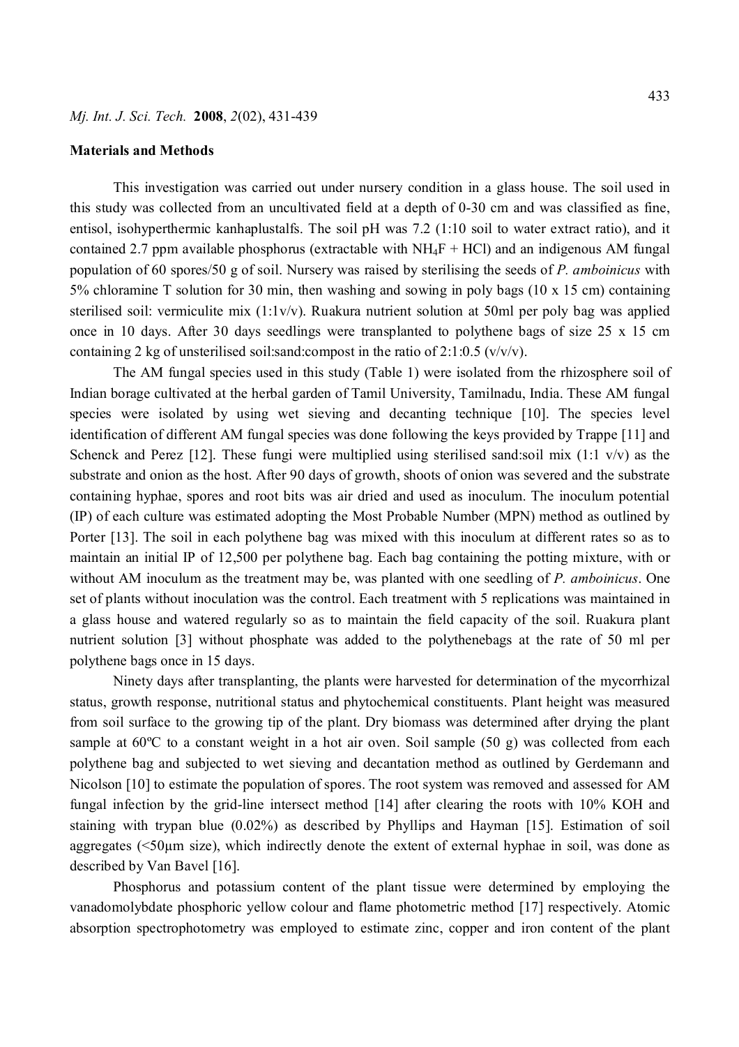## Materials and Methods

This investigation was carried out under nursery condition in a glass house. The soil used in this study was collected from an uncultivated field at a depth of 0-30 cm and was classified as fine, entisol, isohyperthermic kanhaplustalfs. The soil pH was 7.2 (1:10 soil to water extract ratio), and it contained 2.7 ppm available phosphorus (extractable with $NH_4F$ + HCl) and an indigenous AM fungal population of 60 spores/50 g of soil. Nursery was raised by sterilising the seeds of *P. amboinicus* with 5% chloramine T solution for 30 min, then washing and sowing in poly bags (10 x 15 cm) containing sterilised soil: vermiculite mix (1:1v/v). Ruakura nutrient solution at 50ml per poly bag was applied once in 10 days. After 30 days seedlings were transplanted to polythene bags of size 25 x 15 cm containing 2 kg of unsterilised soil:sand:compost in the ratio of 2:1:0.5 (v/v/v).

The AM fungal species used in this study (Table 1) were isolated from the rhizosphere soil of Indian borage cultivated at the herbal garden of Tamil University, Tamilnadu, India. These AM fungal species were isolated by using wet sieving and decanting technique [10]. The species level identification of different AM fungal species was done following the keys provided by Trappe [11] and Schenck and Perez [12]. These fungi were multiplied using sterilised sand:soil mix (1:1 v/v) as the substrate and onion as the host. After 90 days of growth, shoots of onion was severed and the substrate containing hyphae, spores and root bits was air dried and used as inoculum. The inoculum potential (IP) of each culture was estimated adopting the Most Probable Number (MPN) method as outlined by Porter [13]. The soil in each polythene bag was mixed with this inoculum at different rates so as to maintain an initial IP of 12,500 per polythene bag. Each bag containing the potting mixture, with or without AM inoculum as the treatment may be, was planted with one seedling of *P. amboinicus*. One set of plants without inoculation was the control. Each treatment with 5 replications was maintained in a glass house and watered regularly so as to maintain the field capacity of the soil. Ruakura plant nutrient solution [3] without phosphate was added to the polythenebags at the rate of 50 ml per polythene bags once in 15 days.

Ninety days after transplanting, the plants were harvested for determination of the mycorrhizal status, growth response, nutritional status and phytochemical constituents. Plant height was measured from soil surface to the growing tip of the plant. Dry biomass was determined after drying the plant sample at 60ºC to a constant weight in a hot air oven. Soil sample (50 g) was collected from each polythene bag and subjected to wet sieving and decantation method as outlined by Gerdemann and Nicolson [10] to estimate the population of spores. The root system was removed and assessed for AM fungal infection by the grid-line intersect method [14] after clearing the roots with 10% KOH and staining with trypan blue (0.02%) as described by Phyllips and Hayman [15]. Estimation of soil aggregates (<50µm size), which indirectly denote the extent of external hyphae in soil, was done as described by Van Bavel [16].

Phosphorus and potassium content of the plant tissue were determined by employing the vanadomolybdate phosphoric yellow colour and flame photometric method [17] respectively. Atomic absorption spectrophotometry was employed to estimate zinc, copper and iron content of the plant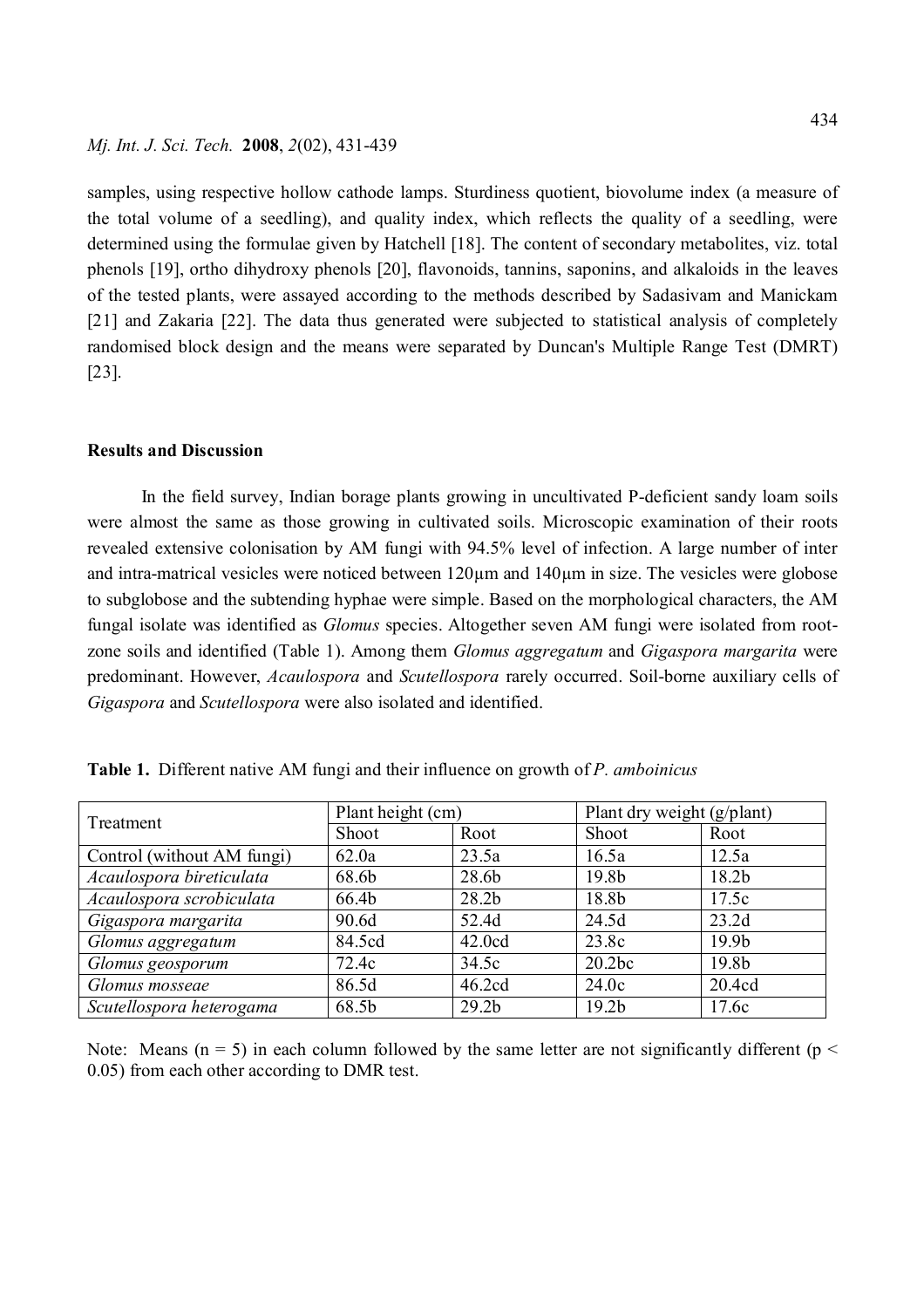samples, using respective hollow cathode lamps. Sturdiness quotient, biovolume index (a measure of the total volume of a seedling), and quality index, which reflects the quality of a seedling, were determined using the formulae given by Hatchell [18]. The content of secondary metabolites, viz. total phenols [19], ortho dihydroxy phenols [20], flavonoids, tannins, saponins, and alkaloids in the leaves of the tested plants, were assayed according to the methods described by Sadasivam and Manickam [21] and Zakaria [22]. The data thus generated were subjected to statistical analysis of completely randomised block design and the means were separated by Duncan's Multiple Range Test (DMRT) [23].

## Results and Discussion

In the field survey, Indian borage plants growing in uncultivated P-deficient sandy loam soils were almost the same as those growing in cultivated soils. Microscopic examination of their roots revealed extensive colonisation by AM fungi with 94.5% level of infection. A large number of inter and intra-matrical vesicles were noticed between 120µm and 140µm in size. The vesicles were globose to subglobose and the subtending hyphae were simple. Based on the morphological characters, the AM fungal isolate was identified as *Glomus* species. Altogether seven AM fungi were isolated from root-zone soils and identified (Table 1). Among them *Glomus aggregatum* and *Gigaspora margarita* were predominant. However, *Acaulospora* and *Scutellospora* rarely occurred. Soil-borne auxiliary cells of *Gigaspora* and *Scutellospora* were also isolated and identified.

**Table 1.** Different native AM fungi and their influence on growth of *P. amboinicus*

| Treatment | Plant height (cm) | | Plant dry weight (g/plant) | |
|---|---|---|---|---|
| | Shoot | Root | Shoot | Root |
| Control (without AM fungi) | 62.0a | 23.5a | 16.5a | 12.5a |
| *Acaulospora bireticulata* | 68.6b | 28.6b | 19.8b | 18.2b |
| *Acaulospora scrobiculata* | 66.4b | 28.2b | 18.8b | 17.5c |
| *Gigaspora margarita* | 90.6d | 52.4d | 24.5d | 23.2d |
| *Glomus aggregatum* | 84.5cd | 42.0cd | 23.8c | 19.9b |
| *Glomus geosporum* | 72.4c | 34.5c | 20.2bc | 19.8b |
| *Glomus mosseae* | 86.5d | 46.2cd | 24.0c | 20.4cd |
| *Scutellospora heterogama* | 68.5b | 29.2b | 19.2b | 17.6c |

Note: Means ($n = 5$) in each column followed by the same letter are not significantly different ($p < 0.05$) from each other according to DMR test.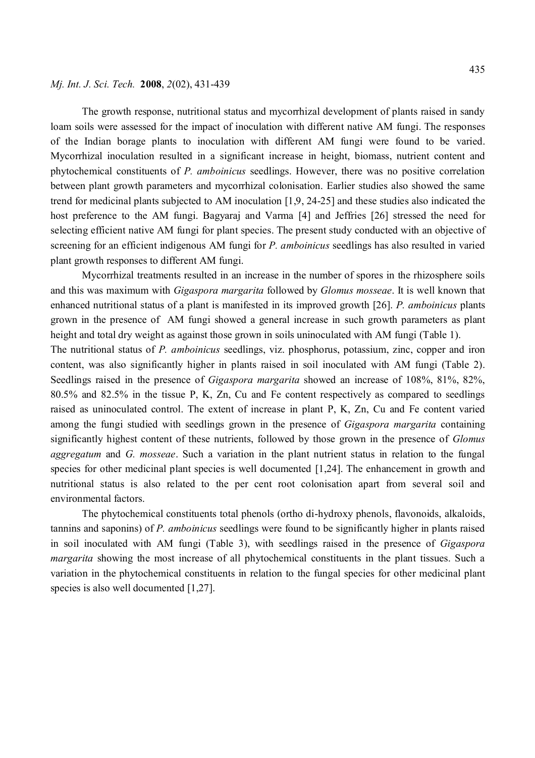The growth response, nutritional status and mycorrhizal development of plants raised in sandy loam soils were assessed for the impact of inoculation with different native AM fungi. The responses of the Indian borage plants to inoculation with different AM fungi were found to be varied. Mycorrhizal inoculation resulted in a significant increase in height, biomass, nutrient content and phytochemical constituents of *P. amboinicus* seedlings. However, there was no positive correlation between plant growth parameters and mycorrhizal colonisation. Earlier studies also showed the same trend for medicinal plants subjected to AM inoculation [1,9, 24-25] and these studies also indicated the host preference to the AM fungi. Bagyaraj and Varma [4] and Jeffries [26] stressed the need for selecting efficient native AM fungi for plant species. The present study conducted with an objective of screening for an efficient indigenous AM fungi for *P. amboinicus* seedlings has also resulted in varied plant growth responses to different AM fungi.

Mycorrhizal treatments resulted in an increase in the number of spores in the rhizosphere soils and this was maximum with *Gigaspora margarita* followed by *Glomus mosseae*. It is well known that enhanced nutritional status of a plant is manifested in its improved growth [26]. *P. amboinicus* plants grown in the presence of AM fungi showed a general increase in such growth parameters as plant height and total dry weight as against those grown in soils uninoculated with AM fungi (Table 1).

The nutritional status of *P. amboinicus* seedlings, viz. phosphorus, potassium, zinc, copper and iron content, was also significantly higher in plants raised in soil inoculated with AM fungi (Table 2). Seedlings raised in the presence of *Gigaspora margarita* showed an increase of 108%, 81%, 82%, 80.5% and 82.5% in the tissue P, K, Zn, Cu and Fe content respectively as compared to seedlings raised as uninoculated control. The extent of increase in plant P, K, Zn, Cu and Fe content varied among the fungi studied with seedlings grown in the presence of *Gigaspora margarita* containing significantly highest content of these nutrients, followed by those grown in the presence of *Glomus aggregatum* and *G. mosseae*. Such a variation in the plant nutrient status in relation to the fungal species for other medicinal plant species is well documented [1,24]. The enhancement in growth and nutritional status is also related to the per cent root colonisation apart from several soil and environmental factors.

The phytochemical constituents total phenols (ortho di-hydroxy phenols, flavonoids, alkaloids, tannins and saponins) of *P. amboinicus* seedlings were found to be significantly higher in plants raised in soil inoculated with AM fungi (Table 3), with seedlings raised in the presence of *Gigaspora margarita* showing the most increase of all phytochemical constituents in the plant tissues. Such a variation in the phytochemical constituents in relation to the fungal species for other medicinal plant species is also well documented [1,27].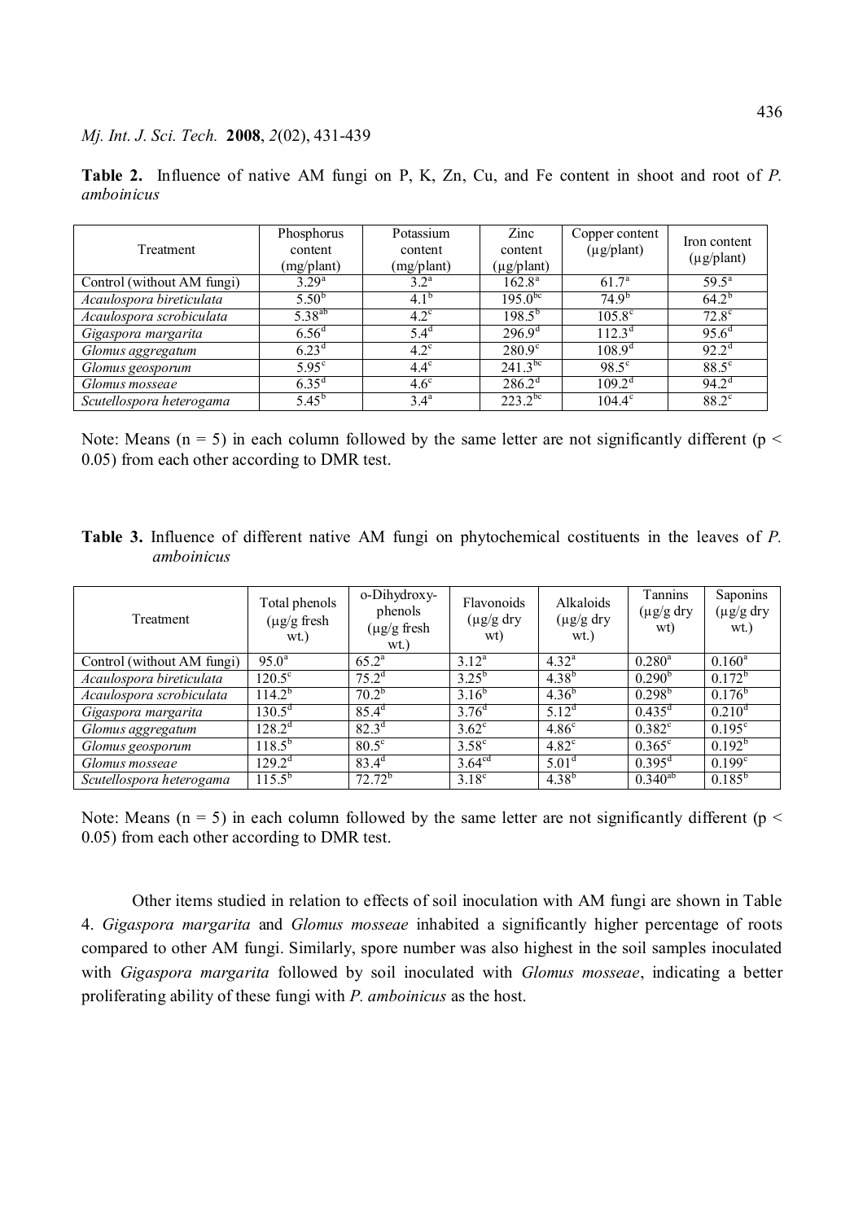**Table 2.** Influence of native AM fungi on P, K, Zn, Cu, and Fe content in shoot and root of *P. amboinicus*

| Treatment | Phosphorus content (mg/plant) | Potassium content (mg/plant) | Zinc content (µg/plant) | Copper content (µg/plant) | Iron content (µg/plant) |
|---|---|---|---|---|---|
| Control (without AM fungi) | 3.29[a] | 3.2[a] | 162.8[a] | 61.7[a] | 59.5[a] |
| *Acaulospora bireticulata* | 5.50[b] | 4.1[b] | 195.0[bc] | 74.9[b] | 64.2[b] |
| *Acaulospora scrobiculata* | 5.38[ab] | 4.2[c] | 198.5[b] | 105.8[c] | 72.8[c] |
| *Gigaspora margarita* | 6.56[d] | 5.4[d] | 296.9[d] | 112.3[d] | 95.6[d] |
| *Glomus aggregatum* | 6.23[d] | 4.2[c] | 280.9[c] | 108.9[d] | 92.2[d] |
| *Glomus geosporum* | 5.95[c] | 4.4[c] | 241.3[bc] | 98.5[c] | 88.5[c] |
| *Glomus mosseae* | 6.35[d] | 4.6[c] | 286.2[d] | 109.2[d] | 94.2[d] |
| *Scutellospora heterogama* | 5.45[b] | 3.4[a] | 223.2[bc] | 104.4[c] | 88.2[c] |

Note: Means ($n = 5$) in each column followed by the same letter are not significantly different ($p < 0.05$) from each other according to DMR test.

**Table 3.** Influence of different native AM fungi on phytochemical costituents in the leaves of *P. amboinicus*

| Treatment | Total phenols (µg/g fresh wt.) | o-Dihydroxy-phenols (µg/g fresh wt.) | Flavonoids (µg/g dry wt) | Alkaloids (µg/g dry wt.) | Tannins (µg/g dry wt) | Saponins (µg/g dry wt.) |
|---|---|---|---|---|---|---|
| Control (without AM fungi) | 95.0[a] | 65.2[a] | 3.12[a] | 4.32[a] | 0.280[a] | 0.160[a] |
| *Acaulospora bireticulata* | 120.5[c] | 75.2[d] | 3.25[b] | 4.38[b] | 0.290[b] | 0.172[b] |
| *Acaulospora scrobiculata* | 114.2[b] | 70.2[b] | 3.16[b] | 4.36[b] | 0.298[b] | 0.176[b] |
| *Gigaspora margarita* | 130.5[d] | 85.4[d] | 3.76[d] | 5.12[d] | 0.435[d] | 0.210[d] |
| *Glomus aggregatum* | 128.2[d] | 82.3[d] | 3.62[c] | 4.86[c] | 0.382[c] | 0.195[c] |
| *Glomus geosporum* | 118.5[b] | 80.5[c] | 3.58[c] | 4.82[c] | 0.365[c] | 0.192[b] |
| *Glomus mosseae* | 129.2[d] | 83.4[d] | 3.64[cd] | 5.01[d] | 0.395[d] | 0.199[c] |
| *Scutellospora heterogama* | 115.5[b] | 72.72[b] | 3.18[c] | 4.38[b] | 0.340[ab] | 0.185[b] |

Note: Means ($n = 5$) in each column followed by the same letter are not significantly different ($p < 0.05$) from each other according to DMR test.

Other items studied in relation to effects of soil inoculation with AM fungi are shown in Table 4. *Gigaspora margarita* and *Glomus mosseae* inhabited a significantly higher percentage of roots compared to other AM fungi. Similarly, spore number was also highest in the soil samples inoculated with *Gigaspora margarita* followed by soil inoculated with *Glomus mosseae*, indicating a better proliferating ability of these fungi with *P. amboinicus* as the host.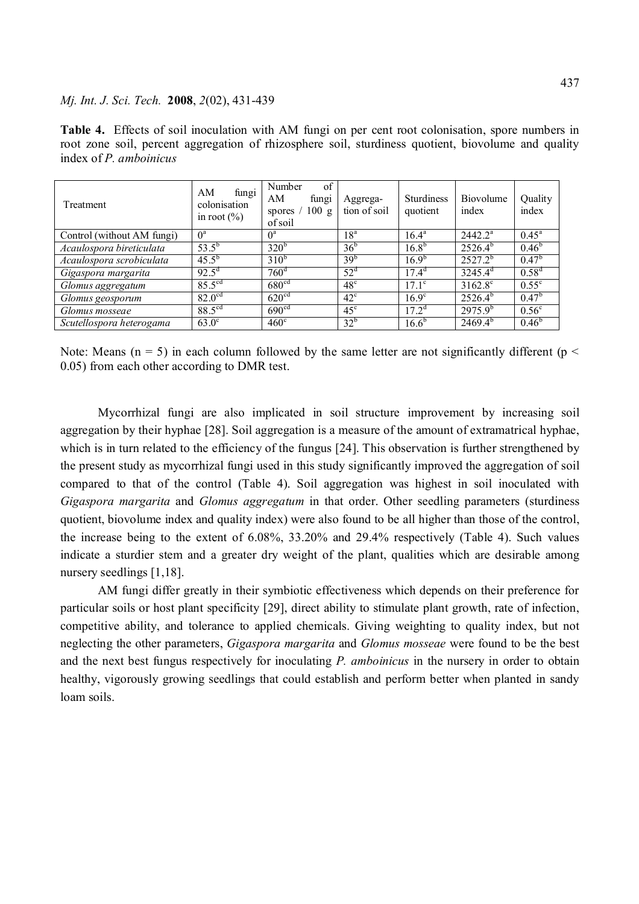**Table 4.** Effects of soil inoculation with AM fungi on per cent root colonisation, spore numbers in root zone soil, percent aggregation of rhizosphere soil, sturdiness quotient, biovolume and quality index of *P. amboinicus*

| Treatment | AM fungi colonisation in root (%) | Number of AM fungi spores / 100 g of soil | Aggregation of soil | Sturdiness quotient | Biovolume index | Quality index |
|---|---|---|---|---|---|---|
| Control (without AM fungi) | $0^{a}$ | $0^{a}$ | $18^{a}$ | $16.4^{a}$ | $2442.2^{a}$ | $0.45^{a}$ |
| *Acaulospora bireticulata* | $53.5^{b}$ | $320^{b}$ | $36^{b}$ | $16.8^{b}$ | $2526.4^{b}$ | $0.46^{b}$ |
| *Acaulospora scrobiculata* | $45.5^{b}$ | $310^{b}$ | $39^{b}$ | $16.9^{b}$ | $2527.2^{b}$ | $0.47^{b}$ |
| *Gigaspora margarita* | $92.5^{d}$ | $760^{d}$ | $52^{d}$ | $17.4^{d}$ | $3245.4^{d}$ | $0.58^{d}$ |
| *Glomus aggregatum* | $85.5^{cd}$ | $680^{cd}$ | $48^{c}$ | $17.1^{c}$ | $3162.8^{c}$ | $0.55^{c}$ |
| *Glomus geosporum* | $82.0^{cd}$ | $620^{cd}$ | $42^{c}$ | $16.9^{c}$ | $2526.4^{b}$ | $0.47^{b}$ |
| *Glomus mosseae* | $88.5^{cd}$ | $690^{cd}$ | $45^{c}$ | $17.2^{d}$ | $2975.9^{b}$ | $0.56^{c}$ |
| *Scutellospora heterogama* | $63.0^{c}$ | $460^{c}$ | $32^{b}$ | $16.6^{b}$ | $2469.4^{b}$ | $0.46^{b}$ |

Note: Means ($n = 5$) in each column followed by the same letter are not significantly different ($p < 0.05$) from each other according to DMR test.

Mycorrhizal fungi are also implicated in soil structure improvement by increasing soil aggregation by their hyphae [28]. Soil aggregation is a measure of the amount of extramatrical hyphae, which is in turn related to the efficiency of the fungus [24]. This observation is further strengthened by the present study as mycorrhizal fungi used in this study significantly improved the aggregation of soil compared to that of the control (Table 4). Soil aggregation was highest in soil inoculated with *Gigaspora margarita* and *Glomus aggregatum* in that order. Other seedling parameters (sturdiness quotient, biovolume index and quality index) were also found to be all higher than those of the control, the increase being to the extent of 6.08%, 33.20% and 29.4% respectively (Table 4). Such values indicate a sturdier stem and a greater dry weight of the plant, qualities which are desirable among nursery seedlings [1,18].

AM fungi differ greatly in their symbiotic effectiveness which depends on their preference for particular soils or host plant specificity [29], direct ability to stimulate plant growth, rate of infection, competitive ability, and tolerance to applied chemicals. Giving weighting to quality index, but not neglecting the other parameters, *Gigaspora margarita* and *Glomus mosseae* were found to be the best and the next best fungus respectively for inoculating *P. amboinicus* in the nursery in order to obtain healthy, vigorously growing seedlings that could establish and perform better when planted in sandy loam soils.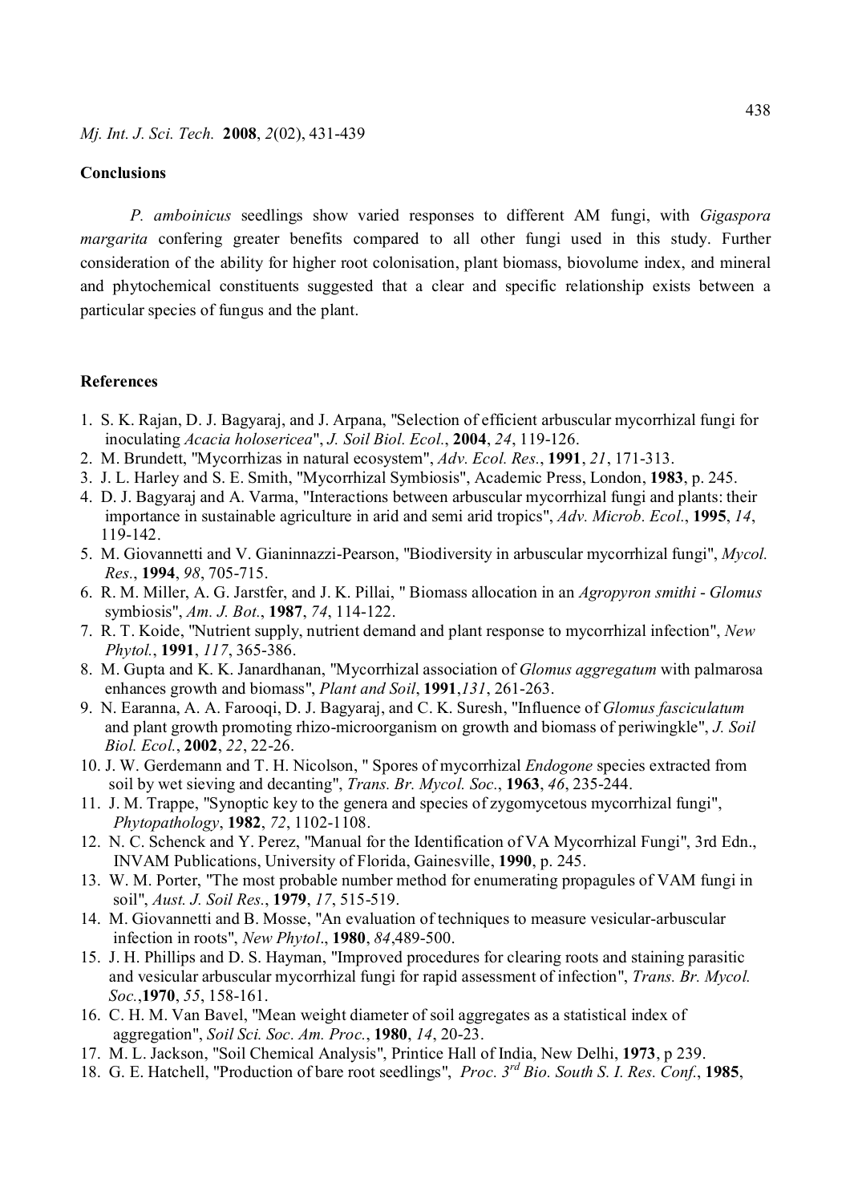## Conclusions

*P. amboinicus* seedlings show varied responses to different AM fungi, with *Gigaspora margarita* confering greater benefits compared to all other fungi used in this study. Further consideration of the ability for higher root colonisation, plant biomass, biovolume index, and mineral and phytochemical constituents suggested that a clear and specific relationship exists between a particular species of fungus and the plant.

## References

1. S. K. Rajan, D. J. Bagyaraj, and J. Arpana, "Selection of efficient arbuscular mycorrhizal fungi for inoculating *Acacia holosericea*", *J. Soil Biol. Ecol.*, **2004**, *24*, 119-126.
2. M. Brundett, "Mycorrhizas in natural ecosystem", *Adv. Ecol. Res.*, **1991**, *21*, 171-313.
3. J. L. Harley and S. E. Smith, "Mycorrhizal Symbiosis", Academic Press, London, **1983**, p. 245.
4. D. J. Bagyaraj and A. Varma, "Interactions between arbuscular mycorrhizal fungi and plants: their importance in sustainable agriculture in arid and semi arid tropics", *Adv. Microb. Ecol.*, **1995**, *14*, 119-142.
5. M. Giovannetti and V. Gianinnazzi-Pearson, "Biodiversity in arbuscular mycorrhizal fungi", *Mycol. Res.*, **1994**, *98*, 705-715.
6. R. M. Miller, A. G. Jarstfer, and J. K. Pillai, " Biomass allocation in an *Agropyron smithi* - *Glomus* symbiosis", *Am. J. Bot.*, **1987**, *74*, 114-122.
7. R. T. Koide, "Nutrient supply, nutrient demand and plant response to mycorrhizal infection", *New Phytol.*, **1991**, *117*, 365-386.
8. M. Gupta and K. K. Janardhanan, "Mycorrhizal association of *Glomus aggregatum* with palmarosa enhances growth and biomass", *Plant and Soil*, **1991**,*131*, 261-263.
9. N. Earanna, A. A. Farooqi, D. J. Bagyaraj, and C. K. Suresh, "Influence of *Glomus fasciculatum* and plant growth promoting rhizo-microorganism on growth and biomass of periwingkle", *J. Soil Biol. Ecol.*, **2002**, *22*, 22-26.
10. J. W. Gerdemann and T. H. Nicolson, " Spores of mycorrhizal *Endogone* species extracted from soil by wet sieving and decanting", *Trans. Br. Mycol. Soc.*, **1963**, *46*, 235-244.
11. J. M. Trappe, "Synoptic key to the genera and species of zygomycetous mycorrhizal fungi", *Phytopathology*, **1982**, *72*, 1102-1108.
12. N. C. Schenck and Y. Perez, "Manual for the Identification of VA Mycorrhizal Fungi", 3rd Edn., INVAM Publications, University of Florida, Gainesville, **1990**, p. 245.
13. W. M. Porter, "The most probable number method for enumerating propagules of VAM fungi in soil", *Aust. J. Soil Res.*, **1979**, *17*, 515-519.
14. M. Giovannetti and B. Mosse, "An evaluation of techniques to measure vesicular-arbuscular infection in roots", *New Phytol*., **1980**, *84*,489-500.
15. J. H. Phillips and D. S. Hayman, "Improved procedures for clearing roots and staining parasitic and vesicular arbuscular mycorrhizal fungi for rapid assessment of infection", *Trans. Br. Mycol. Soc.*,**1970**, *55*, 158-161.
16. C. H. M. Van Bavel, "Mean weight diameter of soil aggregates as a statistical index of aggregation", *Soil Sci. Soc. Am. Proc.*, **1980**, *14*, 20-23.
17. M. L. Jackson, "Soil Chemical Analysis", Printice Hall of India, New Delhi, **1973**, p 239.
18. G. E. Hatchell, "Production of bare root seedlings", *Proc. 3rd Bio. South S. I. Res. Conf.*, **1985**,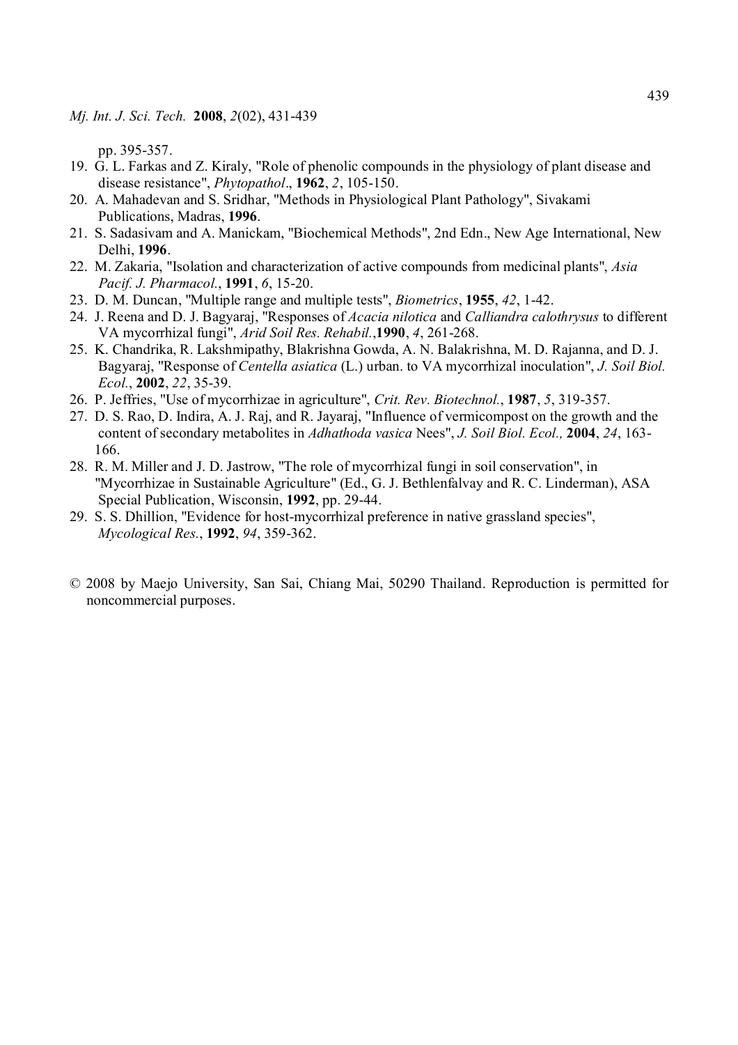pp. 395-357.

19. G. L. Farkas and Z. Kiraly, "Role of phenolic compounds in the physiology of plant disease and disease resistance", *Phytopathol*., **1962**, *2*, 105-150.
20. A. Mahadevan and S. Sridhar, "Methods in Physiological Plant Pathology", Sivakami Publications, Madras, **1996**.
21. S. Sadasivam and A. Manickam, "Biochemical Methods", 2nd Edn., New Age International, New Delhi, **1996**.
22. M. Zakaria, "Isolation and characterization of active compounds from medicinal plants", *Asia Pacif. J. Pharmacol.*, **1991**, *6*, 15-20.
23. D. M. Duncan, "Multiple range and multiple tests", *Biometrics*, **1955**, *42*, 1-42.
24. J. Reena and D. J. Bagyaraj, "Responses of *Acacia nilotica* and *Calliandra calothrysus* to different VA mycorrhizal fungi", *Arid Soil Res. Rehabil.*,**1990**, *4*, 261-268.
25. K. Chandrika, R. Lakshmipathy, Blakrishna Gowda, A. N. Balakrishna, M. D. Rajanna, and D. J. Bagyaraj, "Response of *Centella asiatica* (L.) urban. to VA mycorrhizal inoculation", *J. Soil Biol. Ecol.*, **2002**, *22*, 35-39.
26. P. Jeffries, "Use of mycorrhizae in agriculture", *Crit. Rev. Biotechnol.*, **1987**, *5*, 319-357.
27. D. S. Rao, D. Indira, A. J. Raj, and R. Jayaraj, "Influence of vermicompost on the growth and the content of secondary metabolites in *Adhathoda vasica* Nees", *J. Soil Biol. Ecol.,* **2004**, *24*, 163-166.
28. R. M. Miller and J. D. Jastrow, "The role of mycorrhizal fungi in soil conservation", in "Mycorrhizae in Sustainable Agriculture" (Ed., G. J. Bethlenfalvay and R. C. Linderman), ASA Special Publication, Wisconsin, **1992**, pp. 29-44.
29. S. S. Dhillion, "Evidence for host-mycorrhizal preference in native grassland species", *Mycological Res.*, **1992**, *94*, 359-362.

© 2008 by Maejo University, San Sai, Chiang Mai, 50290 Thailand. Reproduction is permitted for noncommercial purposes.